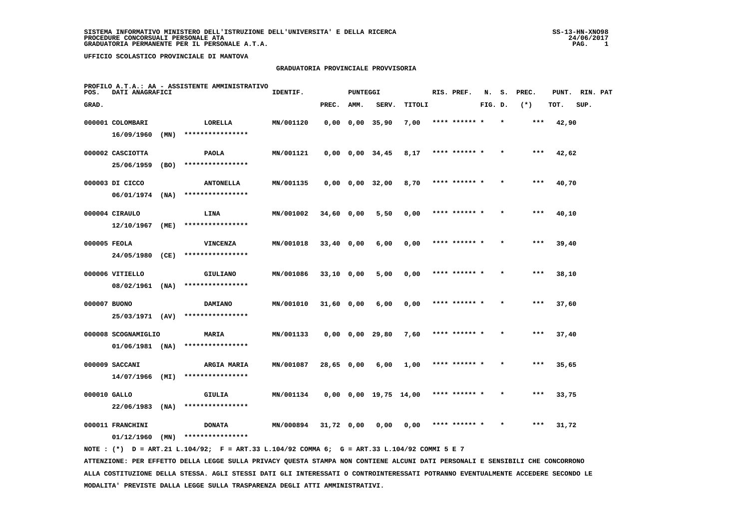SISTEMA INFORMATIVO MINISTERO DELL'ISTRUZIONE DELL'UNIVERSITA' E DELLA RICERCA
PROCEDURE CONCORSUALI PERSONALE ATA
GRADUATORIA PERMANENTE PER IL PERSONALE A.T.A.

SS-13-HN-XNO98
24/06/2017

UFFICIO SCOLASTICO PROVINCIALE DI MANTOVA

## GRADUATORIA PROVINCIALE PROVVISORIA

PROFILO A.T.A.: AA - ASSISTENTE AMMINISTRATIVO

| POS. GRAD. | DATI ANAGRAFICI | | IDENTIF. | PUNTEGGI PREC. | AMM. | SERV. | TITOLI | RIS. PREF. | N. S. FIG. D. | PREC. (*) | PUNT. TOT. | RIN. PAT SUP. |
|---|---|---|---|---|---|---|---|---|---|---|---|---|
| 000001 | COLOMBARI 16/09/1960 (MN) | LORELLA **************** | MN/001120 | 0,00 | 0,00 | 35,90 | 7,00 | **** ****** * | * | *** | 42,90 | |
| 000002 | CASCIOTTA 25/06/1959 (BO) | PAOLA **************** | MN/001121 | 0,00 | 0,00 | 34,45 | 8,17 | **** ****** * | * | *** | 42,62 | |
| 000003 | DI CICCO 06/01/1974 (NA) | ANTONELLA **************** | MN/001135 | 0,00 | 0,00 | 32,00 | 8,70 | **** ****** * | * | *** | 40,70 | |
| 000004 | CIRAULO 12/10/1967 (ME) | LINA **************** | MN/001002 | 34,60 | 0,00 | 5,50 | 0,00 | **** ****** * | * | *** | 40,10 | |
| 000005 | FEOLA 24/05/1980 (CE) | VINCENZA **************** | MN/001018 | 33,40 | 0,00 | 6,00 | 0,00 | **** ****** * | * | *** | 39,40 | |
| 000006 | VITIELLO 08/02/1961 (NA) | GIULIANO **************** | MN/001086 | 33,10 | 0,00 | 5,00 | 0,00 | **** ****** * | * | *** | 38,10 | |
| 000007 | BUONO 25/03/1971 (AV) | DAMIANO **************** | MN/001010 | 31,60 | 0,00 | 6,00 | 0,00 | **** ****** * | * | *** | 37,60 | |
| 000008 | SCOGNAMIGLIO 01/06/1981 (NA) | MARIA **************** | MN/001133 | 0,00 | 0,00 | 29,80 | 7,60 | **** ****** * | * | *** | 37,40 | |
| 000009 | SACCANI 14/07/1966 (MI) | ARGIA MARIA **************** | MN/001087 | 28,65 | 0,00 | 6,00 | 1,00 | **** ****** * | * | *** | 35,65 | |
| 000010 | GALLO 22/06/1983 (NA) | GIULIA **************** | MN/001134 | 0,00 | 0,00 | 19,75 | 14,00 | **** ****** * | * | *** | 33,75 | |
| 000011 | FRANCHINI 01/12/1960 (MN) | DONATA **************** | MN/000894 | 31,72 | 0,00 | 0,00 | 0,00 | **** ****** * | * | *** | 31,72 | |

NOTE : (*) D = ART.21 L.104/92; F = ART.33 L.104/92 COMMA 6; G = ART.33 L.104/92 COMMI 5 E 7

ATTENZIONE: PER EFFETTO DELLA LEGGE SULLA PRIVACY QUESTA STAMPA NON CONTIENE ALCUNI DATI PERSONALI E SENSIBILI CHE CONCORRONO ALLA COSTITUZIONE DELLA STESSA. AGLI STESSI DATI GLI INTERESSATI O CONTROINTERESSATI POTRANNO EVENTUALMENTE ACCEDERE SECONDO LE MODALITA' PREVISTE DALLA LEGGE SULLA TRASPARENZA DEGLI ATTI AMMINISTRATIVI.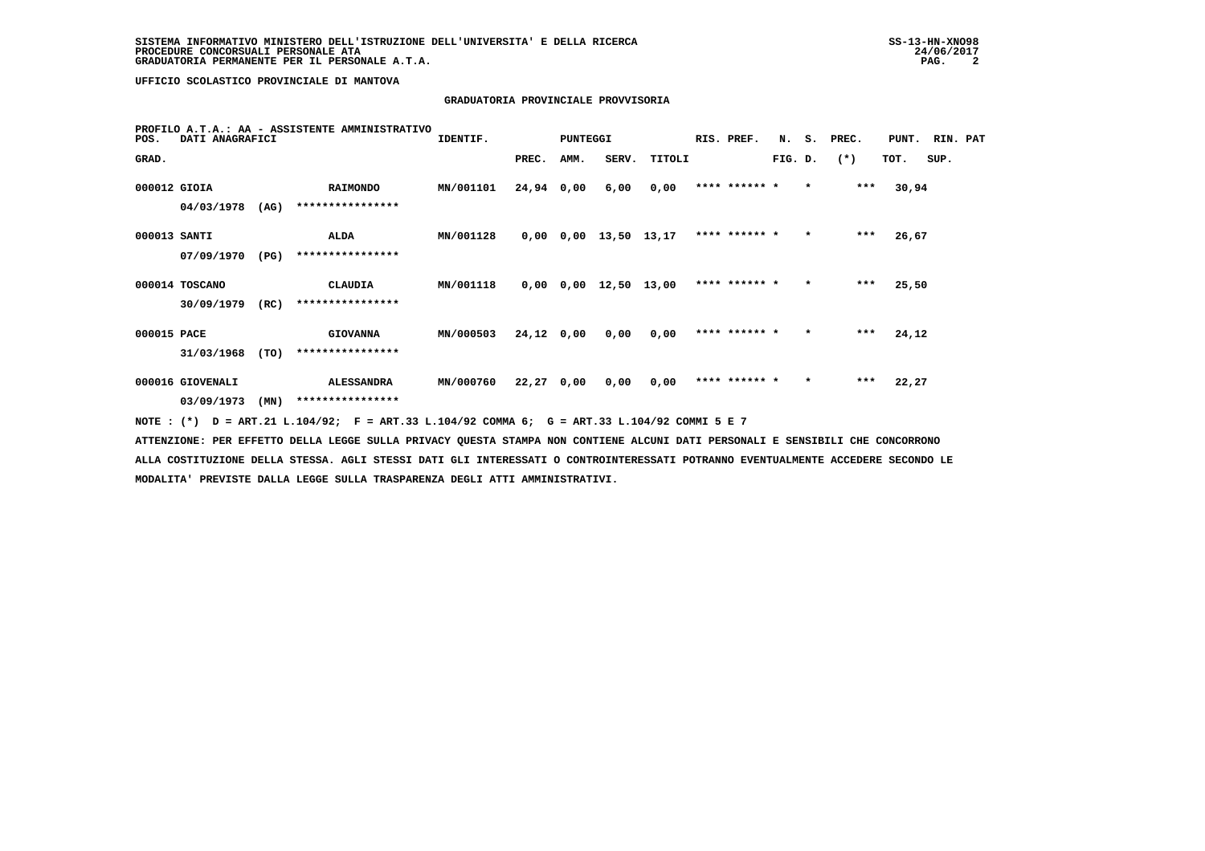UFFICIO SCOLASTICO PROVINCIALE DI MANTOVA

## GRADUATORIA PROVINCIALE PROVVISORIA

PROFILO A.T.A.: AA - ASSISTENTE AMMINISTRATIVO

| POS. GRAD. | DATI ANAGRAFICI | | IDENTIF. | PUNTEGGI PREC. | AMM. | SERV. | TITOLI | RIS. PREF. | N. FIG. | S. D. | PREC. (*) | PUNT. TOT. | RIN. SUP. | PAT |
|---|---|---|---|---|---|---|---|---|---|---|---|---|---|---|
| 000012 | GIOIA | RAIMONDO | MN/001101 | 24,94 | 0,00 | 6,00 | 0,00 | **** ****** | * | * | *** | 30,94 | | |
| | 04/03/1978 (AG) | **************** | | | | | | | | | | | | |
| 000013 | SANTI | ALDA | MN/001128 | 0,00 | 0,00 | 13,50 | 13,17 | **** ****** | * | * | *** | 26,67 | | |
| | 07/09/1970 (PG) | **************** | | | | | | | | | | | | |
| 000014 | TOSCANO | CLAUDIA | MN/001118 | 0,00 | 0,00 | 12,50 | 13,00 | **** ****** | * | * | *** | 25,50 | | |
| | 30/09/1979 (RC) | **************** | | | | | | | | | | | | |
| 000015 | PACE | GIOVANNA | MN/000503 | 24,12 | 0,00 | 0,00 | 0,00 | **** ****** | * | * | *** | 24,12 | | |
| | 31/03/1968 (TO) | **************** | | | | | | | | | | | | |
| 000016 | GIOVENALI | ALESSANDRA | MN/000760 | 22,27 | 0,00 | 0,00 | 0,00 | **** ****** | * | * | *** | 22,27 | | |
| | 03/09/1973 (MN) | **************** | | | | | | | | | | | | |

NOTE : (*) D = ART.21 L.104/92; F = ART.33 L.104/92 COMMA 6; G = ART.33 L.104/92 COMMI 5 E 7

ATTENZIONE: PER EFFETTO DELLA LEGGE SULLA PRIVACY QUESTA STAMPA NON CONTIENE ALCUNI DATI PERSONALI E SENSIBILI CHE CONCORRONO ALLA COSTITUZIONE DELLA STESSA. AGLI STESSI DATI GLI INTERESSATI O CONTROINTERESSATI POTRANNO EVENTUALMENTE ACCEDERE SECONDO LE MODALITA' PREVISTE DALLA LEGGE SULLA TRASPARENZA DEGLI ATTI AMMINISTRATIVI.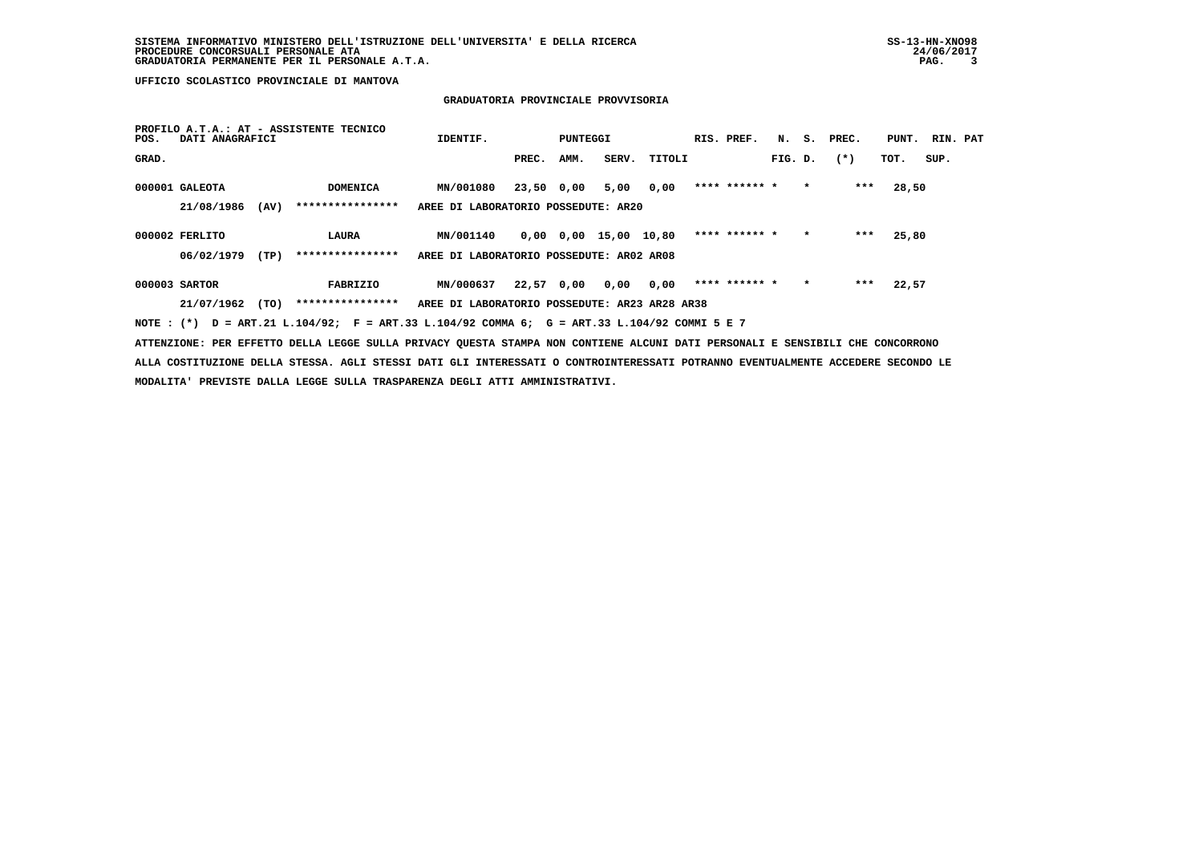UFFICIO SCOLASTICO PROVINCIALE DI MANTOVA

## GRADUATORIA PROVINCIALE PROVVISORIA

PROFILO A.T.A.: AT - ASSISTENTE TECNICO

| POS. GRAD. | DATI ANAGRAFICI | | IDENTIF. | PUNTEGGI PREC. | AMM. | SERV. | TITOLI | RIS. PREF. | N. FIG. | S. D. | PREC. (*) | PUNT. TOT. | RIN. PAT SUP. |
|---|---|---|---|---|---|---|---|---|---|---|---|---|---|
| 000001 | GALEOTA | DOMENICA | MN/001080 | 23,50 | 0,00 | 5,00 | 0,00 | **** ****** | * | * | *** | 28,50 | |
| | 21/08/1986 (AV) | **************** | AREE DI LABORATORIO POSSEDUTE: AR20 | | | | | | | | | | |
| 000002 | FERLITO | LAURA | MN/001140 | 0,00 | 0,00 | 15,00 | 10,80 | **** ****** | * | * | *** | 25,80 | |
| | 06/02/1979 (TP) | **************** | AREE DI LABORATORIO POSSEDUTE: AR02 AR08 | | | | | | | | | | |
| 000003 | SARTOR | FABRIZIO | MN/000637 | 22,57 | 0,00 | 0,00 | 0,00 | **** ****** | * | * | *** | 22,57 | |
| | 21/07/1962 (TO) | **************** | AREE DI LABORATORIO POSSEDUTE: AR23 AR28 AR38 | | | | | | | | | | |

NOTE : (*) D = ART.21 L.104/92; F = ART.33 L.104/92 COMMA 6; G = ART.33 L.104/92 COMMI 5 E 7

ATTENZIONE: PER EFFETTO DELLA LEGGE SULLA PRIVACY QUESTA STAMPA NON CONTIENE ALCUNI DATI PERSONALI E SENSIBILI CHE CONCORRONO ALLA COSTITUZIONE DELLA STESSA. AGLI STESSI DATI GLI INTERESSATI O CONTROINTERESSATI POTRANNO EVENTUALMENTE ACCEDERE SECONDO LE MODALITA' PREVISTE DALLA LEGGE SULLA TRASPARENZA DEGLI ATTI AMMINISTRATIVI.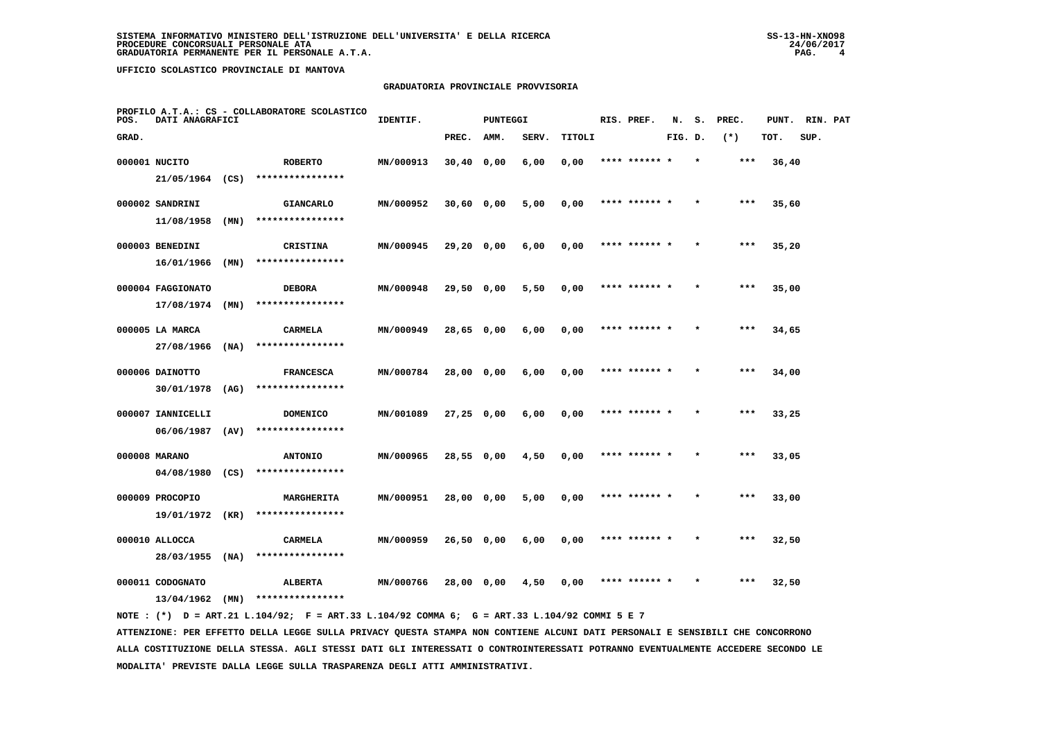SISTEMA INFORMATIVO MINISTERO DELL'ISTRUZIONE DELL'UNIVERSITA' E DELLA RICERCA
PROCEDURE CONCORSUALI PERSONALE ATA
GRADUATORIA PERMANENTE PER IL PERSONALE A.T.A.

UFFICIO SCOLASTICO PROVINCIALE DI MANTOVA

## GRADUATORIA PROVINCIALE PROVVISORIA

PROFILO A.T.A.: CS - COLLABORATORE SCOLASTICO

| POS. GRAD. | DATI ANAGRAFICI | | | IDENTIF. | PUNTEGGI PREC. | AMM. | SERV. | TITOLI | RIS. PREF. | N. FIG. | S. D. | PREC. (*) | PUNT. TOT. | RIN. SUP. | PAT |
|---|---|---|---|---|---|---|---|---|---|---|---|---|---|---|---|
| 000001 | NUCITO | ROBERTO | 21/05/1964 (CS) **************** | MN/000913 | 30,40 | 0,00 | 6,00 | 0,00 | **** ****** * | | * | *** | 36,40 | | |
| 000002 | SANDRINI | GIANCARLO | 11/08/1958 (MN) **************** | MN/000952 | 30,60 | 0,00 | 5,00 | 0,00 | **** ****** * | | * | *** | 35,60 | | |
| 000003 | BENEDINI | CRISTINA | 16/01/1966 (MN) **************** | MN/000945 | 29,20 | 0,00 | 6,00 | 0,00 | **** ****** * | | * | *** | 35,20 | | |
| 000004 | FAGGIONATO | DEBORA | 17/08/1974 (MN) **************** | MN/000948 | 29,50 | 0,00 | 5,50 | 0,00 | **** ****** * | | * | *** | 35,00 | | |
| 000005 | LA MARCA | CARMELA | 27/08/1966 (NA) **************** | MN/000949 | 28,65 | 0,00 | 6,00 | 0,00 | **** ****** * | | * | *** | 34,65 | | |
| 000006 | DAINOTTO | FRANCESCA | 30/01/1978 (AG) **************** | MN/000784 | 28,00 | 0,00 | 6,00 | 0,00 | **** ****** * | | * | *** | 34,00 | | |
| 000007 | IANNICELLI | DOMENICO | 06/06/1987 (AV) **************** | MN/001089 | 27,25 | 0,00 | 6,00 | 0,00 | **** ****** * | | * | *** | 33,25 | | |
| 000008 | MARANO | ANTONIO | 04/08/1980 (CS) **************** | MN/000965 | 28,55 | 0,00 | 4,50 | 0,00 | **** ****** * | | * | *** | 33,05 | | |
| 000009 | PROCOPIO | MARGHERITA | 19/01/1972 (KR) **************** | MN/000951 | 28,00 | 0,00 | 5,00 | 0,00 | **** ****** * | | * | *** | 33,00 | | |
| 000010 | ALLOCCA | CARMELA | 28/03/1955 (NA) **************** | MN/000959 | 26,50 | 0,00 | 6,00 | 0,00 | **** ****** * | | * | *** | 32,50 | | |
| 000011 | CODOGNATO | ALBERTA | 13/04/1962 (MN) **************** | MN/000766 | 28,00 | 0,00 | 4,50 | 0,00 | **** ****** * | | * | *** | 32,50 | | |

NOTE : (*) D = ART.21 L.104/92; F = ART.33 L.104/92 COMMA 6; G = ART.33 L.104/92 COMMI 5 E 7

ATTENZIONE: PER EFFETTO DELLA LEGGE SULLA PRIVACY QUESTA STAMPA NON CONTIENE ALCUNI DATI PERSONALI E SENSIBILI CHE CONCORRONO ALLA COSTITUZIONE DELLA STESSA. AGLI STESSI DATI GLI INTERESSATI O CONTROINTERESSATI POTRANNO EVENTUALMENTE ACCEDERE SECONDO LE MODALITA' PREVISTE DALLA LEGGE SULLA TRASPARENZA DEGLI ATTI AMMINISTRATIVI.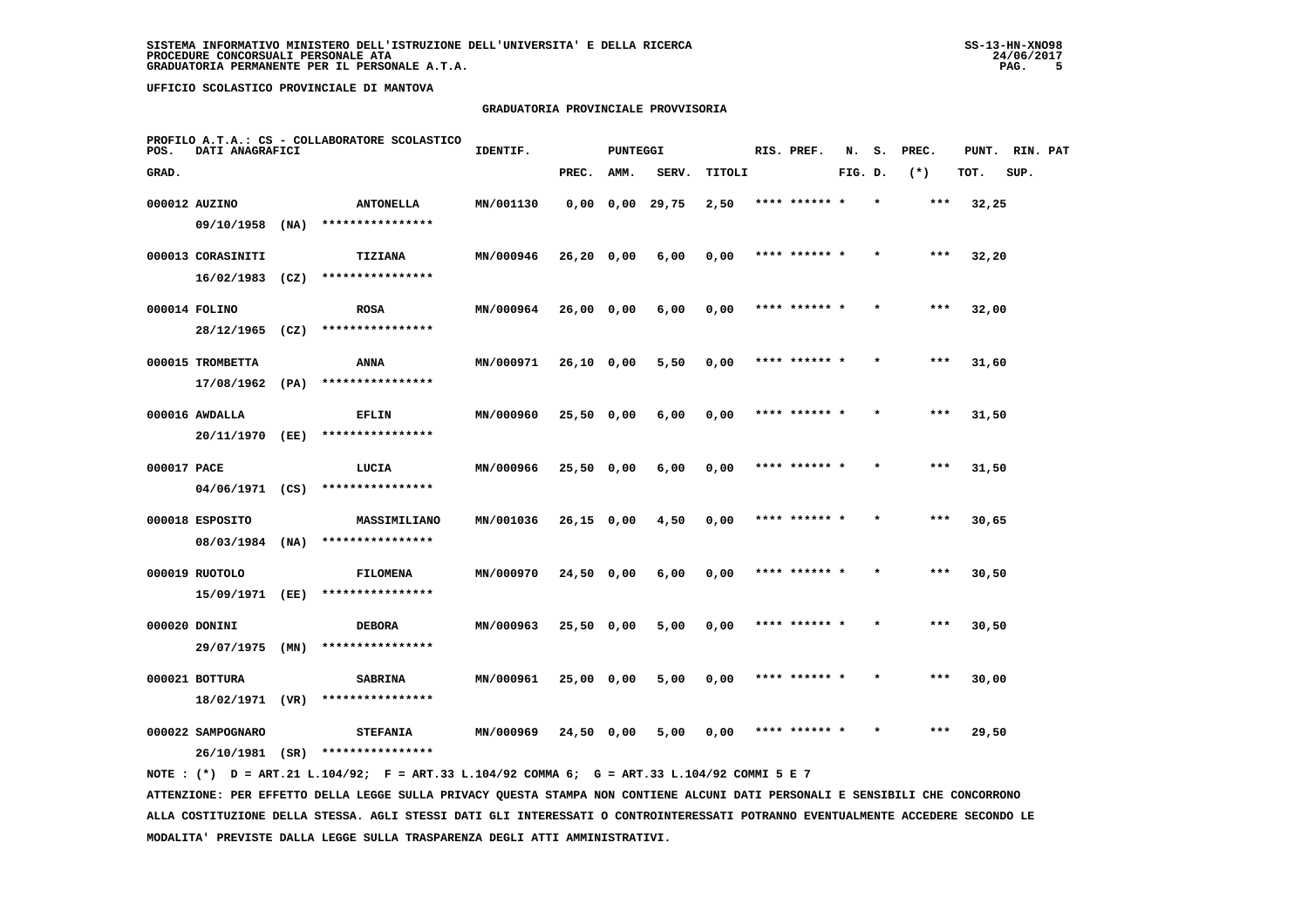**SISTEMA INFORMATIVO MINISTERO DELL'ISTRUZIONE DELL'UNIVERSITA' E DELLA RICERCA**
**PROCEDURE CONCORSUALI PERSONALE ATA**
**GRADUATORIA PERMANENTE PER IL PERSONALE A.T.A.**

SS-13-HN-XNO98
24/06/2017

**UFFICIO SCOLASTICO PROVINCIALE DI MANTOVA**

## GRADUATORIA PROVINCIALE PROVVISORIA

PROFILO A.T.A.: CS - COLLABORATORE SCOLASTICO

| POS. GRAD. | DATI ANAGRAFICI | | IDENTIF. | PUNTEGGI PREC. | AMM. | SERV. | TITOLI | RIS. PREF. | N. FIG. | S. D. | PREC. (*) | PUNT. TOT. | RIN. SUP. | PAT |
|---|---|---|---|---|---|---|---|---|---|---|---|---|---|---|
| 000012 | AUZINO 09/10/1958 (NA) | ANTONELLA **************** | MN/001130 | 0,00 | 0,00 | 29,75 | 2,50 | **** ****** * | | * | *** | 32,25 | | |
| 000013 | CORASINITI 16/02/1983 (CZ) | TIZIANA **************** | MN/000946 | 26,20 | 0,00 | 6,00 | 0,00 | **** ****** * | | * | *** | 32,20 | | |
| 000014 | FOLINO 28/12/1965 (CZ) | ROSA **************** | MN/000964 | 26,00 | 0,00 | 6,00 | 0,00 | **** ****** * | | * | *** | 32,00 | | |
| 000015 | TROMBETTA 17/08/1962 (PA) | ANNA **************** | MN/000971 | 26,10 | 0,00 | 5,50 | 0,00 | **** ****** * | | * | *** | 31,60 | | |
| 000016 | AWDALLA 20/11/1970 (EE) | EFLIN **************** | MN/000960 | 25,50 | 0,00 | 6,00 | 0,00 | **** ****** * | | * | *** | 31,50 | | |
| 000017 | PACE 04/06/1971 (CS) | LUCIA **************** | MN/000966 | 25,50 | 0,00 | 6,00 | 0,00 | **** ****** * | | * | *** | 31,50 | | |
| 000018 | ESPOSITO 08/03/1984 (NA) | MASSIMILIANO **************** | MN/001036 | 26,15 | 0,00 | 4,50 | 0,00 | **** ****** * | | * | *** | 30,65 | | |
| 000019 | RUOTOLO 15/09/1971 (EE) | FILOMENA **************** | MN/000970 | 24,50 | 0,00 | 6,00 | 0,00 | **** ****** * | | * | *** | 30,50 | | |
| 000020 | DONINI 29/07/1975 (MN) | DEBORA **************** | MN/000963 | 25,50 | 0,00 | 5,00 | 0,00 | **** ****** * | | * | *** | 30,50 | | |
| 000021 | BOTTURA 18/02/1971 (VR) | SABRINA **************** | MN/000961 | 25,00 | 0,00 | 5,00 | 0,00 | **** ****** * | | * | *** | 30,00 | | |
| 000022 | SAMPOGNARO 26/10/1981 (SR) | STEFANIA **************** | MN/000969 | 24,50 | 0,00 | 5,00 | 0,00 | **** ****** * | | * | *** | 29,50 | | |

NOTE : (*) D = ART.21 L.104/92; F = ART.33 L.104/92 COMMA 6; G = ART.33 L.104/92 COMMI 5 E 7

ATTENZIONE: PER EFFETTO DELLA LEGGE SULLA PRIVACY QUESTA STAMPA NON CONTIENE ALCUNI DATI PERSONALI E SENSIBILI CHE CONCORRONO ALLA COSTITUZIONE DELLA STESSA. AGLI STESSI DATI GLI INTERESSATI O CONTROINTERESSATI POTRANNO EVENTUALMENTE ACCEDERE SECONDO LE MODALITA' PREVISTE DALLA LEGGE SULLA TRASPARENZA DEGLI ATTI AMMINISTRATIVI.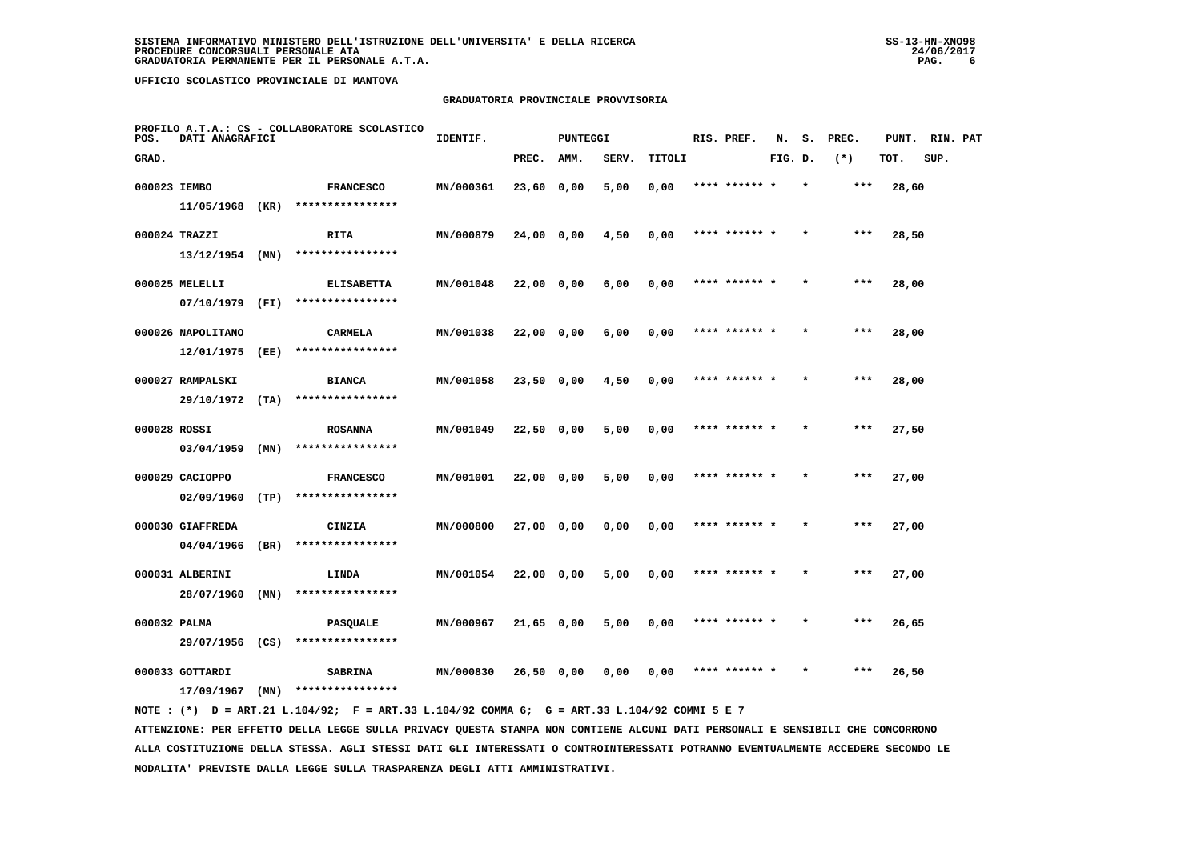SISTEMA INFORMATIVO MINISTERO DELL'ISTRUZIONE DELL'UNIVERSITA' E DELLA RICERCA
PROCEDURE CONCORSUALI PERSONALE ATA
GRADUATORIA PERMANENTE PER IL PERSONALE A.T.A.

UFFICIO SCOLASTICO PROVINCIALE DI MANTOVA

## GRADUATORIA PROVINCIALE PROVVISORIA

PROFILO A.T.A.: CS - COLLABORATORE SCOLASTICO

| POS. GRAD. | DATI ANAGRAFICI | | IDENTIF. | PUNTEGGI PREC. | AMM. | SERV. | TITOLI | RIS. PREF. | N. FIG. | S. D. | PREC. (*) | PUNT. TOT. | RIN. SUP. | PAT |
|---|---|---|---|---|---|---|---|---|---|---|---|---|---|---|
| 000023 | IEMBO 11/05/1968 (KR) | FRANCESCO **************** | MN/000361 | 23,60 | 0,00 | 5,00 | 0,00 | **** ****** * | | * | *** | 28,60 | | |
| 000024 | TRAZZI 13/12/1954 (MN) | RITA **************** | MN/000879 | 24,00 | 0,00 | 4,50 | 0,00 | **** ****** * | | * | *** | 28,50 | | |
| 000025 | MELELLI 07/10/1979 (FI) | ELISABETTA **************** | MN/001048 | 22,00 | 0,00 | 6,00 | 0,00 | **** ****** * | | * | *** | 28,00 | | |
| 000026 | NAPOLITANO 12/01/1975 (EE) | CARMELA **************** | MN/001038 | 22,00 | 0,00 | 6,00 | 0,00 | **** ****** * | | * | *** | 28,00 | | |
| 000027 | RAMPALSKI 29/10/1972 (TA) | BIANCA **************** | MN/001058 | 23,50 | 0,00 | 4,50 | 0,00 | **** ****** * | | * | *** | 28,00 | | |
| 000028 | ROSSI 03/04/1959 (MN) | ROSANNA **************** | MN/001049 | 22,50 | 0,00 | 5,00 | 0,00 | **** ****** * | | * | *** | 27,50 | | |
| 000029 | CACIOPPO 02/09/1960 (TP) | FRANCESCO **************** | MN/001001 | 22,00 | 0,00 | 5,00 | 0,00 | **** ****** * | | * | *** | 27,00 | | |
| 000030 | GIAFFREDA 04/04/1966 (BR) | CINZIA **************** | MN/000800 | 27,00 | 0,00 | 0,00 | 0,00 | **** ****** * | | * | *** | 27,00 | | |
| 000031 | ALBERINI 28/07/1960 (MN) | LINDA **************** | MN/001054 | 22,00 | 0,00 | 5,00 | 0,00 | **** ****** * | | * | *** | 27,00 | | |
| 000032 | PALMA 29/07/1956 (CS) | PASQUALE **************** | MN/000967 | 21,65 | 0,00 | 5,00 | 0,00 | **** ****** * | | * | *** | 26,65 | | |
| 000033 | GOTTARDI 17/09/1967 (MN) | SABRINA **************** | MN/000830 | 26,50 | 0,00 | 0,00 | 0,00 | **** ****** * | | * | *** | 26,50 | | |

NOTE : (*) D = ART.21 L.104/92; F = ART.33 L.104/92 COMMA 6; G = ART.33 L.104/92 COMMI 5 E 7

ATTENZIONE: PER EFFETTO DELLA LEGGE SULLA PRIVACY QUESTA STAMPA NON CONTIENE ALCUNI DATI PERSONALI E SENSIBILI CHE CONCORRONO ALLA COSTITUZIONE DELLA STESSA. AGLI STESSI DATI GLI INTERESSATI O CONTROINTERESSATI POTRANNO EVENTUALMENTE ACCEDERE SECONDO LE MODALITA' PREVISTE DALLA LEGGE SULLA TRASPARENZA DEGLI ATTI AMMINISTRATIVI.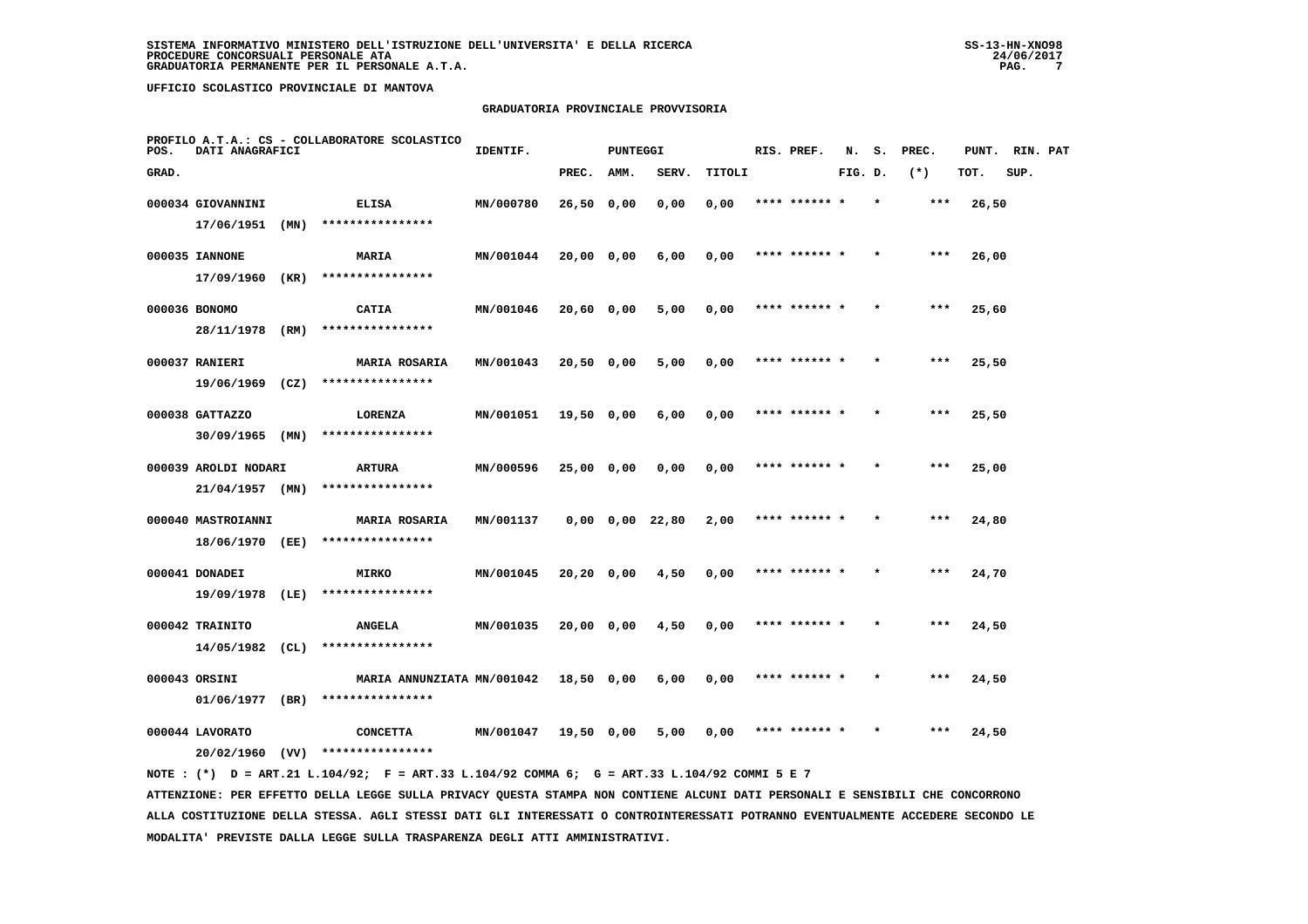SISTEMA INFORMATIVO MINISTERO DELL'ISTRUZIONE DELL'UNIVERSITA' E DELLA RICERCA
PROCEDURE CONCORSUALI PERSONALE ATA
GRADUATORIA PERMANENTE PER IL PERSONALE A.T.A.

UFFICIO SCOLASTICO PROVINCIALE DI MANTOVA

## GRADUATORIA PROVINCIALE PROVVISORIA

PROFILO A.T.A.: CS - COLLABORATORE SCOLASTICO

| POS. GRAD. | DATI ANAGRAFICI | | IDENTIF. | PUNTEGGI PREC. | AMM. | SERV. | TITOLI | RIS. PREF. | N. FIG. | S. D. | PREC. (*) | PUNT. TOT. | RIN. SUP. | PAT |
|---|---|---|---|---|---|---|---|---|---|---|---|---|---|---|
| 000034 | GIOVANNINI 17/06/1951 (MN) | ELISA **************** | MN/000780 | 26,50 | 0,00 | 0,00 | 0,00 | **** ****** * | | * | *** | 26,50 | | |
| 000035 | IANNONE 17/09/1960 (KR) | MARIA **************** | MN/001044 | 20,00 | 0,00 | 6,00 | 0,00 | **** ****** * | | * | *** | 26,00 | | |
| 000036 | BONOMO 28/11/1978 (RM) | CATIA **************** | MN/001046 | 20,60 | 0,00 | 5,00 | 0,00 | **** ****** * | | * | *** | 25,60 | | |
| 000037 | RANIERI 19/06/1969 (CZ) | MARIA ROSARIA **************** | MN/001043 | 20,50 | 0,00 | 5,00 | 0,00 | **** ****** * | | * | *** | 25,50 | | |
| 000038 | GATTAZZO 30/09/1965 (MN) | LORENZA **************** | MN/001051 | 19,50 | 0,00 | 6,00 | 0,00 | **** ****** * | | * | *** | 25,50 | | |
| 000039 | AROLDI NODARI 21/04/1957 (MN) | ARTURA **************** | MN/000596 | 25,00 | 0,00 | 0,00 | 0,00 | **** ****** * | | * | *** | 25,00 | | |
| 000040 | MASTROIANNI 18/06/1970 (EE) | MARIA ROSARIA **************** | MN/001137 | 0,00 | 0,00 | 22,80 | 2,00 | **** ****** * | | * | *** | 24,80 | | |
| 000041 | DONADEI 19/09/1978 (LE) | MIRKO **************** | MN/001045 | 20,20 | 0,00 | 4,50 | 0,00 | **** ****** * | | * | *** | 24,70 | | |
| 000042 | TRAINITO 14/05/1982 (CL) | ANGELA **************** | MN/001035 | 20,00 | 0,00 | 4,50 | 0,00 | **** ****** * | | * | *** | 24,50 | | |
| 000043 | ORSINI 01/06/1977 (BR) | MARIA ANNUNZIATA **************** | MN/001042 | 18,50 | 0,00 | 6,00 | 0,00 | **** ****** * | | * | *** | 24,50 | | |
| 000044 | LAVORATO 20/02/1960 (VV) | CONCETTA **************** | MN/001047 | 19,50 | 0,00 | 5,00 | 0,00 | **** ****** * | | * | *** | 24,50 | | |

NOTE : (*) D = ART.21 L.104/92; F = ART.33 L.104/92 COMMA 6; G = ART.33 L.104/92 COMMI 5 E 7

ATTENZIONE: PER EFFETTO DELLA LEGGE SULLA PRIVACY QUESTA STAMPA NON CONTIENE ALCUNI DATI PERSONALI E SENSIBILI CHE CONCORRONO ALLA COSTITUZIONE DELLA STESSA. AGLI STESSI DATI GLI INTERESSATI O CONTROINTERESSATI POTRANNO EVENTUALMENTE ACCEDERE SECONDO LE MODALITA' PREVISTE DALLA LEGGE SULLA TRASPARENZA DEGLI ATTI AMMINISTRATIVI.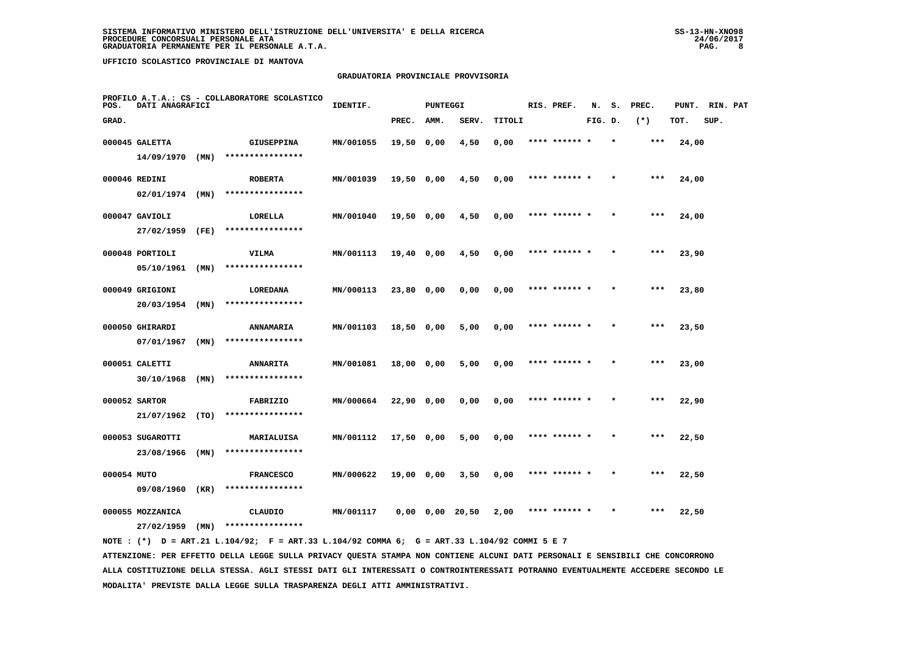SISTEMA INFORMATIVO MINISTERO DELL'ISTRUZIONE DELL'UNIVERSITA' E DELLA RICERCA
PROCEDURE CONCORSUALI PERSONALE ATA
GRADUATORIA PERMANENTE PER IL PERSONALE A.T.A.

UFFICIO SCOLASTICO PROVINCIALE DI MANTOVA

GRADUATORIA PROVINCIALE PROVVISORIA

PROFILO A.T.A.: CS - COLLABORATORE SCOLASTICO

| POS. GRAD. | DATI ANAGRAFICI | | IDENTIF. | PUNTEGGI PREC. | AMM. | SERV. | TITOLI | RIS. PREF. | N. FIG. | S. D. | PREC. (*) | PUNT. TOT. | RIN. SUP. | PAT |
|---|---|---|---|---|---|---|---|---|---|---|---|---|---|---|
| 000045 | GALETTA 14/09/1970 (MN) | GIUSEPPINA **************** | MN/001055 | 19,50 | 0,00 | 4,50 | 0,00 | **** ****** * | | * | *** | 24,00 | | |
| 000046 | REDINI 02/01/1974 (MN) | ROBERTA **************** | MN/001039 | 19,50 | 0,00 | 4,50 | 0,00 | **** ****** * | | * | *** | 24,00 | | |
| 000047 | GAVIOLI 27/02/1959 (FE) | LORELLA **************** | MN/001040 | 19,50 | 0,00 | 4,50 | 0,00 | **** ****** * | | * | *** | 24,00 | | |
| 000048 | PORTIOLI 05/10/1961 (MN) | VILMA **************** | MN/001113 | 19,40 | 0,00 | 4,50 | 0,00 | **** ****** * | | * | *** | 23,90 | | |
| 000049 | GRIGIONI 20/03/1954 (MN) | LOREDANA **************** | MN/000113 | 23,80 | 0,00 | 0,00 | 0,00 | **** ****** * | | * | *** | 23,80 | | |
| 000050 | GHIRARDI 07/01/1967 (MN) | ANNAMARIA **************** | MN/001103 | 18,50 | 0,00 | 5,00 | 0,00 | **** ****** * | | * | *** | 23,50 | | |
| 000051 | CALETTI 30/10/1968 (MN) | ANNARITA **************** | MN/001081 | 18,00 | 0,00 | 5,00 | 0,00 | **** ****** * | | * | *** | 23,00 | | |
| 000052 | SARTOR 21/07/1962 (TO) | FABRIZIO **************** | MN/000664 | 22,90 | 0,00 | 0,00 | 0,00 | **** ****** * | | * | *** | 22,90 | | |
| 000053 | SUGAROTTI 23/08/1966 (MN) | MARIALUISA **************** | MN/001112 | 17,50 | 0,00 | 5,00 | 0,00 | **** ****** * | | * | *** | 22,50 | | |
| 000054 | MUTO 09/08/1960 (KR) | FRANCESCO **************** | MN/000622 | 19,00 | 0,00 | 3,50 | 0,00 | **** ****** * | | * | *** | 22,50 | | |
| 000055 | MOZZANICA 27/02/1959 (MN) | CLAUDIO **************** | MN/001117 | 0,00 | 0,00 | 20,50 | 2,00 | **** ****** * | | * | *** | 22,50 | | |

NOTE : (*) D = ART.21 L.104/92; F = ART.33 L.104/92 COMMA 6; G = ART.33 L.104/92 COMMI 5 E 7

ATTENZIONE: PER EFFETTO DELLA LEGGE SULLA PRIVACY QUESTA STAMPA NON CONTIENE ALCUNI DATI PERSONALI E SENSIBILI CHE CONCORRONO ALLA COSTITUZIONE DELLA STESSA. AGLI STESSI DATI GLI INTERESSATI O CONTROINTERESSATI POTRANNO EVENTUALMENTE ACCEDERE SECONDO LE MODALITA' PREVISTE DALLA LEGGE SULLA TRASPARENZA DEGLI ATTI AMMINISTRATIVI.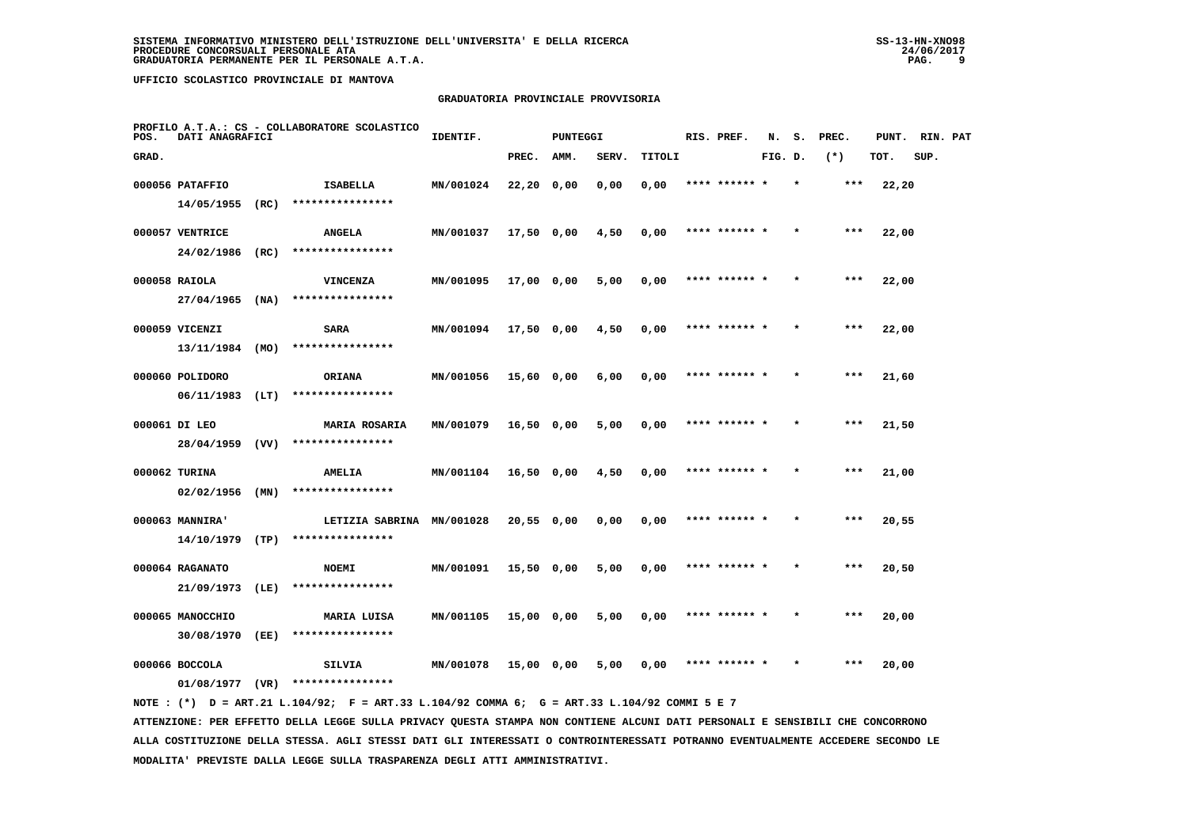SISTEMA INFORMATIVO MINISTERO DELL'ISTRUZIONE DELL'UNIVERSITA' E DELLA RICERCA
PROCEDURE CONCORSUALI PERSONALE ATA
GRADUATORIA PERMANENTE PER IL PERSONALE A.T.A.

UFFICIO SCOLASTICO PROVINCIALE DI MANTOVA

GRADUATORIA PROVINCIALE PROVVISORIA

PROFILO A.T.A.: CS - COLLABORATORE SCOLASTICO

| POS. GRAD. | DATI ANAGRAFICI | | IDENTIF. | PUNTEGGI PREC. | AMM. | SERV. | TITOLI | RIS. PREF. | N. FIG. | S. D. | PREC. (*) | PUNT. TOT. | RIN. SUP. | PAT |
|---|---|---|---|---|---|---|---|---|---|---|---|---|---|---|
| 000056 | PATAFFIO 14/05/1955 (RC) | ISABELLA **************** | MN/001024 | 22,20 | 0,00 | 0,00 | 0,00 | **** ****** * | | * | *** | 22,20 | | |
| 000057 | VENTRICE 24/02/1986 (RC) | ANGELA **************** | MN/001037 | 17,50 | 0,00 | 4,50 | 0,00 | **** ****** * | | * | *** | 22,00 | | |
| 000058 | RAIOLA 27/04/1965 (NA) | VINCENZA **************** | MN/001095 | 17,00 | 0,00 | 5,00 | 0,00 | **** ****** * | | * | *** | 22,00 | | |
| 000059 | VICENZI 13/11/1984 (MO) | SARA **************** | MN/001094 | 17,50 | 0,00 | 4,50 | 0,00 | **** ****** * | | * | *** | 22,00 | | |
| 000060 | POLIDORO 06/11/1983 (LT) | ORIANA **************** | MN/001056 | 15,60 | 0,00 | 6,00 | 0,00 | **** ****** * | | * | *** | 21,60 | | |
| 000061 | DI LEO 28/04/1959 (VV) | MARIA ROSARIA **************** | MN/001079 | 16,50 | 0,00 | 5,00 | 0,00 | **** ****** * | | * | *** | 21,50 | | |
| 000062 | TURINA 02/02/1956 (MN) | AMELIA **************** | MN/001104 | 16,50 | 0,00 | 4,50 | 0,00 | **** ****** * | | * | *** | 21,00 | | |
| 000063 | MANNIRA' 14/10/1979 (TP) | LETIZIA SABRINA **************** | MN/001028 | 20,55 | 0,00 | 0,00 | 0,00 | **** ****** * | | * | *** | 20,55 | | |
| 000064 | RAGANATO 21/09/1973 (LE) | NOEMI **************** | MN/001091 | 15,50 | 0,00 | 5,00 | 0,00 | **** ****** * | | * | *** | 20,50 | | |
| 000065 | MANOCCHIO 30/08/1970 (EE) | MARIA LUISA **************** | MN/001105 | 15,00 | 0,00 | 5,00 | 0,00 | **** ****** * | | * | *** | 20,00 | | |
| 000066 | BOCCOLA 01/08/1977 (VR) | SILVIA **************** | MN/001078 | 15,00 | 0,00 | 5,00 | 0,00 | **** ****** * | | * | *** | 20,00 | | |

NOTE : (*) D = ART.21 L.104/92; F = ART.33 L.104/92 COMMA 6; G = ART.33 L.104/92 COMMI 5 E 7

ATTENZIONE: PER EFFETTO DELLA LEGGE SULLA PRIVACY QUESTA STAMPA NON CONTIENE ALCUNI DATI PERSONALI E SENSIBILI CHE CONCORRONO ALLA COSTITUZIONE DELLA STESSA. AGLI STESSI DATI GLI INTERESSATI O CONTROINTERESSATI POTRANNO EVENTUALMENTE ACCEDERE SECONDO LE MODALITA' PREVISTE DALLA LEGGE SULLA TRASPARENZA DEGLI ATTI AMMINISTRATIVI.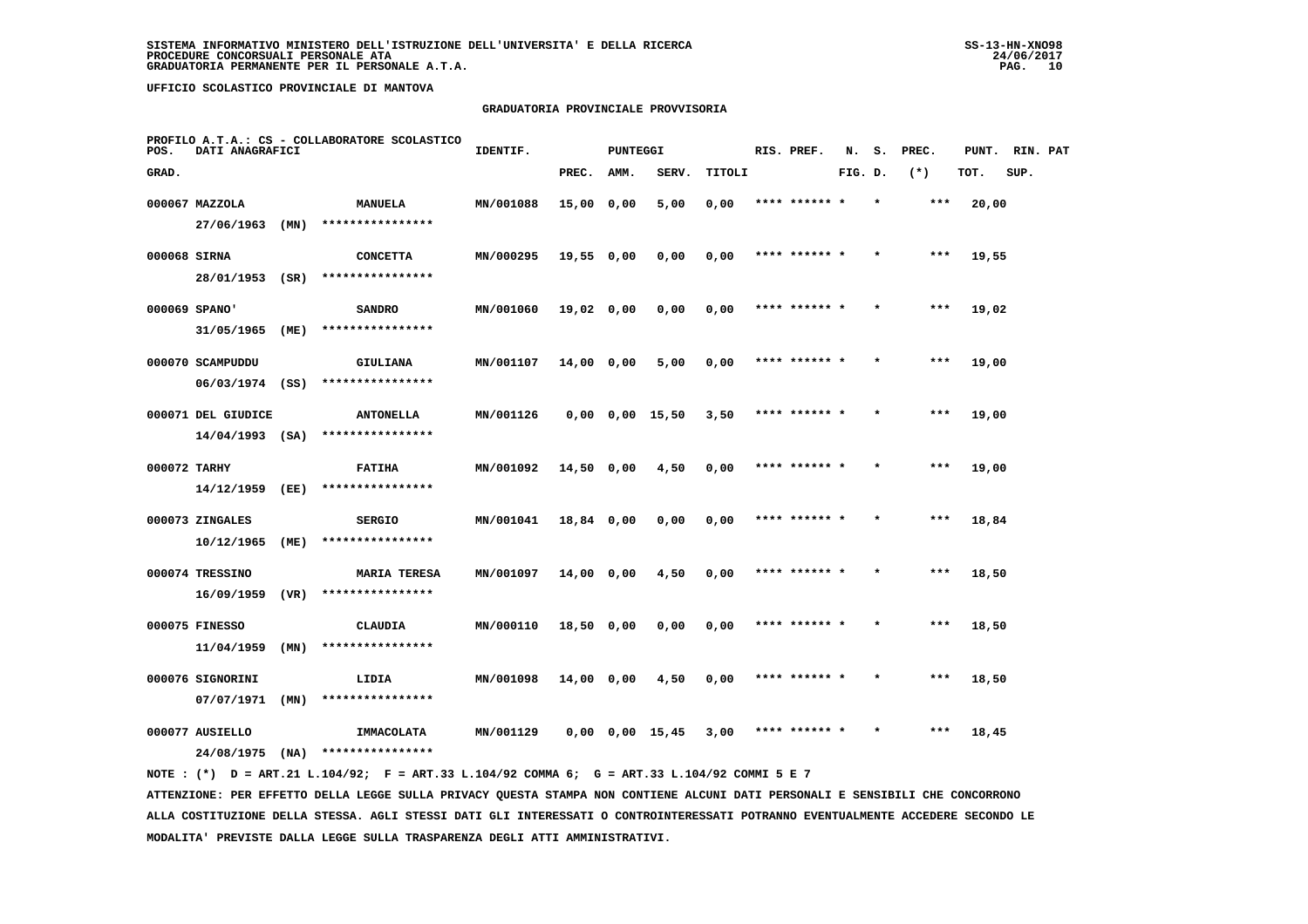**UFFICIO SCOLASTICO PROVINCIALE DI MANTOVA**

**GRADUATORIA PROVINCIALE PROVVISORIA**

PROFILO A.T.A.: CS - COLLABORATORE SCOLASTICO

| POS. GRAD. | DATI ANAGRAFICI | | IDENTIF. | PUNTEGGI PREC. | AMM. | SERV. | TITOLI | RIS. PREF. | N. FIG. | S. D. | PREC. (*) | PUNT. TOT. | RIN. SUP. | PAT |
|---|---|---|---|---|---|---|---|---|---|---|---|---|---|---|
| 000067 | MAZZOLA 27/06/1963 (MN) | MANUELA **************** | MN/001088 | 15,00 | 0,00 | 5,00 | 0,00 | **** ****** * | | * | *** | 20,00 | | |
| 000068 | SIRNA 28/01/1953 (SR) | CONCETTA **************** | MN/000295 | 19,55 | 0,00 | 0,00 | 0,00 | **** ****** * | | * | *** | 19,55 | | |
| 000069 | SPANO' 31/05/1965 (ME) | SANDRO **************** | MN/001060 | 19,02 | 0,00 | 0,00 | 0,00 | **** ****** * | | * | *** | 19,02 | | |
| 000070 | SCAMPUDDU 06/03/1974 (SS) | GIULIANA **************** | MN/001107 | 14,00 | 0,00 | 5,00 | 0,00 | **** ****** * | | * | *** | 19,00 | | |
| 000071 | DEL GIUDICE 14/04/1993 (SA) | ANTONELLA **************** | MN/001126 | 0,00 | 0,00 | 15,50 | 3,50 | **** ****** * | | * | *** | 19,00 | | |
| 000072 | TARHY 14/12/1959 (EE) | FATIHA **************** | MN/001092 | 14,50 | 0,00 | 4,50 | 0,00 | **** ****** * | | * | *** | 19,00 | | |
| 000073 | ZINGALES 10/12/1965 (ME) | SERGIO **************** | MN/001041 | 18,84 | 0,00 | 0,00 | 0,00 | **** ****** * | | * | *** | 18,84 | | |
| 000074 | TRESSINO 16/09/1959 (VR) | MARIA TERESA **************** | MN/001097 | 14,00 | 0,00 | 4,50 | 0,00 | **** ****** * | | * | *** | 18,50 | | |
| 000075 | FINESSO 11/04/1959 (MN) | CLAUDIA **************** | MN/000110 | 18,50 | 0,00 | 0,00 | 0,00 | **** ****** * | | * | *** | 18,50 | | |
| 000076 | SIGNORINI 07/07/1971 (MN) | LIDIA **************** | MN/001098 | 14,00 | 0,00 | 4,50 | 0,00 | **** ****** * | | * | *** | 18,50 | | |
| 000077 | AUSIELLO 24/08/1975 (NA) | IMMACOLATA **************** | MN/001129 | 0,00 | 0,00 | 15,45 | 3,00 | **** ****** * | | * | *** | 18,45 | | |

NOTE : (*) D = ART.21 L.104/92; F = ART.33 L.104/92 COMMA 6; G = ART.33 L.104/92 COMMI 5 E 7

ATTENZIONE: PER EFFETTO DELLA LEGGE SULLA PRIVACY QUESTA STAMPA NON CONTIENE ALCUNI DATI PERSONALI E SENSIBILI CHE CONCORRONO ALLA COSTITUZIONE DELLA STESSA. AGLI STESSI DATI GLI INTERESSATI O CONTROINTERESSATI POTRANNO EVENTUALMENTE ACCEDERE SECONDO LE MODALITA' PREVISTE DALLA LEGGE SULLA TRASPARENZA DEGLI ATTI AMMINISTRATIVI.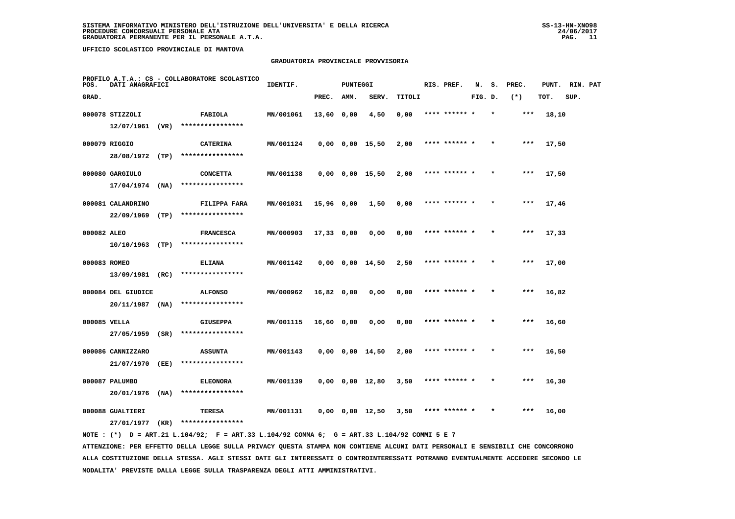SISTEMA INFORMATIVO MINISTERO DELL'ISTRUZIONE DELL'UNIVERSITA' E DELLA RICERCA
PROCEDURE CONCORSUALI PERSONALE ATA
GRADUATORIA PERMANENTE PER IL PERSONALE A.T.A.

UFFICIO SCOLASTICO PROVINCIALE DI MANTOVA

GRADUATORIA PROVINCIALE PROVVISORIA

PROFILO A.T.A.: CS - COLLABORATORE SCOLASTICO

| POS. GRAD. | DATI ANAGRAFICI | | IDENTIF. | PUNTEGGI PREC. | AMM. | SERV. | TITOLI | RIS. PREF. | N. S. FIG. D. | PREC. (*) | PUNT. TOT. | RIN. PAT SUP. |
|---|---|---|---|---|---|---|---|---|---|---|---|---|
| 000078 | STIZZOLI 12/07/1961 (VR) | FABIOLA **************** | MN/001061 | 13,60 | 0,00 | 4,50 | 0,00 | **** ****** * | * | *** | 18,10 | |
| 000079 | RIGGIO 28/08/1972 (TP) | CATERINA **************** | MN/001124 | 0,00 | 0,00 | 15,50 | 2,00 | **** ****** * | * | *** | 17,50 | |
| 000080 | GARGIULO 17/04/1974 (NA) | CONCETTA **************** | MN/001138 | 0,00 | 0,00 | 15,50 | 2,00 | **** ****** * | * | *** | 17,50 | |
| 000081 | CALANDRINO 22/09/1969 (TP) | FILIPPA FARA **************** | MN/001031 | 15,96 | 0,00 | 1,50 | 0,00 | **** ****** * | * | *** | 17,46 | |
| 000082 | ALEO 10/10/1963 (TP) | FRANCESCA **************** | MN/000903 | 17,33 | 0,00 | 0,00 | 0,00 | **** ****** * | * | *** | 17,33 | |
| 000083 | ROMEO 13/09/1981 (RC) | ELIANA **************** | MN/001142 | 0,00 | 0,00 | 14,50 | 2,50 | **** ****** * | * | *** | 17,00 | |
| 000084 | DEL GIUDICE 20/11/1987 (NA) | ALFONSO **************** | MN/000962 | 16,82 | 0,00 | 0,00 | 0,00 | **** ****** * | * | *** | 16,82 | |
| 000085 | VELLA 27/05/1959 (SR) | GIUSEPPA **************** | MN/001115 | 16,60 | 0,00 | 0,00 | 0,00 | **** ****** * | * | *** | 16,60 | |
| 000086 | CANNIZZARO 21/07/1970 (EE) | ASSUNTA **************** | MN/001143 | 0,00 | 0,00 | 14,50 | 2,00 | **** ****** * | * | *** | 16,50 | |
| 000087 | PALUMBO 20/01/1976 (NA) | ELEONORA **************** | MN/001139 | 0,00 | 0,00 | 12,80 | 3,50 | **** ****** * | * | *** | 16,30 | |
| 000088 | GUALTIERI 27/01/1977 (KR) | TERESA **************** | MN/001131 | 0,00 | 0,00 | 12,50 | 3,50 | **** ****** * | * | *** | 16,00 | |

NOTE : (*) D = ART.21 L.104/92; F = ART.33 L.104/92 COMMA 6; G = ART.33 L.104/92 COMMI 5 E 7

ATTENZIONE: PER EFFETTO DELLA LEGGE SULLA PRIVACY QUESTA STAMPA NON CONTIENE ALCUNI DATI PERSONALI E SENSIBILI CHE CONCORRONO ALLA COSTITUZIONE DELLA STESSA. AGLI STESSI DATI GLI INTERESSATI O CONTROINTERESSATI POTRANNO EVENTUALMENTE ACCEDERE SECONDO LE MODALITA' PREVISTE DALLA LEGGE SULLA TRASPARENZA DEGLI ATTI AMMINISTRATIVI.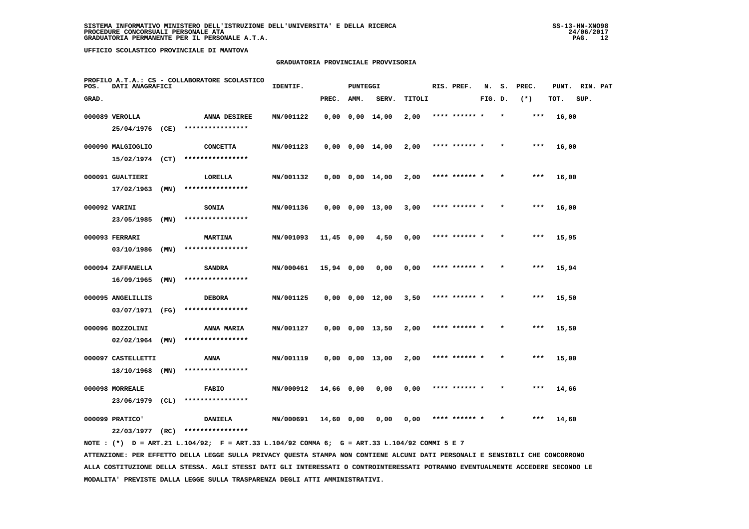SISTEMA INFORMATIVO MINISTERO DELL'ISTRUZIONE DELL'UNIVERSITA' E DELLA RICERCA
PROCEDURE CONCORSUALI PERSONALE ATA
GRADUATORIA PERMANENTE PER IL PERSONALE A.T.A.

UFFICIO SCOLASTICO PROVINCIALE DI MANTOVA

## GRADUATORIA PROVINCIALE PROVVISORIA

PROFILO A.T.A.: CS - COLLABORATORE SCOLASTICO

| POS. GRAD. | DATI ANAGRAFICI | | IDENTIF. | PUNTEGGI PREC. | AMM. | SERV. | TITOLI | RIS. PREF. | N. FIG. | S. D. | PREC. (*) | PUNT. TOT. | RIN. SUP. | PAT |
|---|---|---|---|---|---|---|---|---|---|---|---|---|---|---|
| 000089 | VEROLLA 25/04/1976 (CE) | ANNA DESIREE **************** | MN/001122 | 0,00 | 0,00 | 14,00 | 2,00 | **** ****** * | | * | *** | 16,00 | | |
| 000090 | MALGIOGLIO 15/02/1974 (CT) | CONCETTA **************** | MN/001123 | 0,00 | 0,00 | 14,00 | 2,00 | **** ****** * | | * | *** | 16,00 | | |
| 000091 | GUALTIERI 17/02/1963 (MN) | LORELLA **************** | MN/001132 | 0,00 | 0,00 | 14,00 | 2,00 | **** ****** * | | * | *** | 16,00 | | |
| 000092 | VARINI 23/05/1985 (MN) | SONIA **************** | MN/001136 | 0,00 | 0,00 | 13,00 | 3,00 | **** ****** * | | * | *** | 16,00 | | |
| 000093 | FERRARI 03/10/1986 (MN) | MARTINA **************** | MN/001093 | 11,45 | 0,00 | 4,50 | 0,00 | **** ****** * | | * | *** | 15,95 | | |
| 000094 | ZAFFANELLA 16/09/1965 (MN) | SANDRA **************** | MN/000461 | 15,94 | 0,00 | 0,00 | 0,00 | **** ****** * | | * | *** | 15,94 | | |
| 000095 | ANGELILLIS 03/07/1971 (FG) | DEBORA **************** | MN/001125 | 0,00 | 0,00 | 12,00 | 3,50 | **** ****** * | | * | *** | 15,50 | | |
| 000096 | BOZZOLINI 02/02/1964 (MN) | ANNA MARIA **************** | MN/001127 | 0,00 | 0,00 | 13,50 | 2,00 | **** ****** * | | * | *** | 15,50 | | |
| 000097 | CASTELLETTI 18/10/1968 (MN) | ANNA **************** | MN/001119 | 0,00 | 0,00 | 13,00 | 2,00 | **** ****** * | | * | *** | 15,00 | | |
| 000098 | MORREALE 23/06/1979 (CL) | FABIO **************** | MN/000912 | 14,66 | 0,00 | 0,00 | 0,00 | **** ****** * | | * | *** | 14,66 | | |
| 000099 | PRATICO' 22/03/1977 (RC) | DANIELA **************** | MN/000691 | 14,60 | 0,00 | 0,00 | 0,00 | **** ****** * | | * | *** | 14,60 | | |

NOTE : (*) D = ART.21 L.104/92; F = ART.33 L.104/92 COMMA 6; G = ART.33 L.104/92 COMMI 5 E 7

ATTENZIONE: PER EFFETTO DELLA LEGGE SULLA PRIVACY QUESTA STAMPA NON CONTIENE ALCUNI DATI PERSONALI E SENSIBILI CHE CONCORRONO ALLA COSTITUZIONE DELLA STESSA. AGLI STESSI DATI GLI INTERESSATI O CONTROINTERESSATI POTRANNO EVENTUALMENTE ACCEDERE SECONDO LE MODALITA' PREVISTE DALLA LEGGE SULLA TRASPARENZA DEGLI ATTI AMMINISTRATIVI.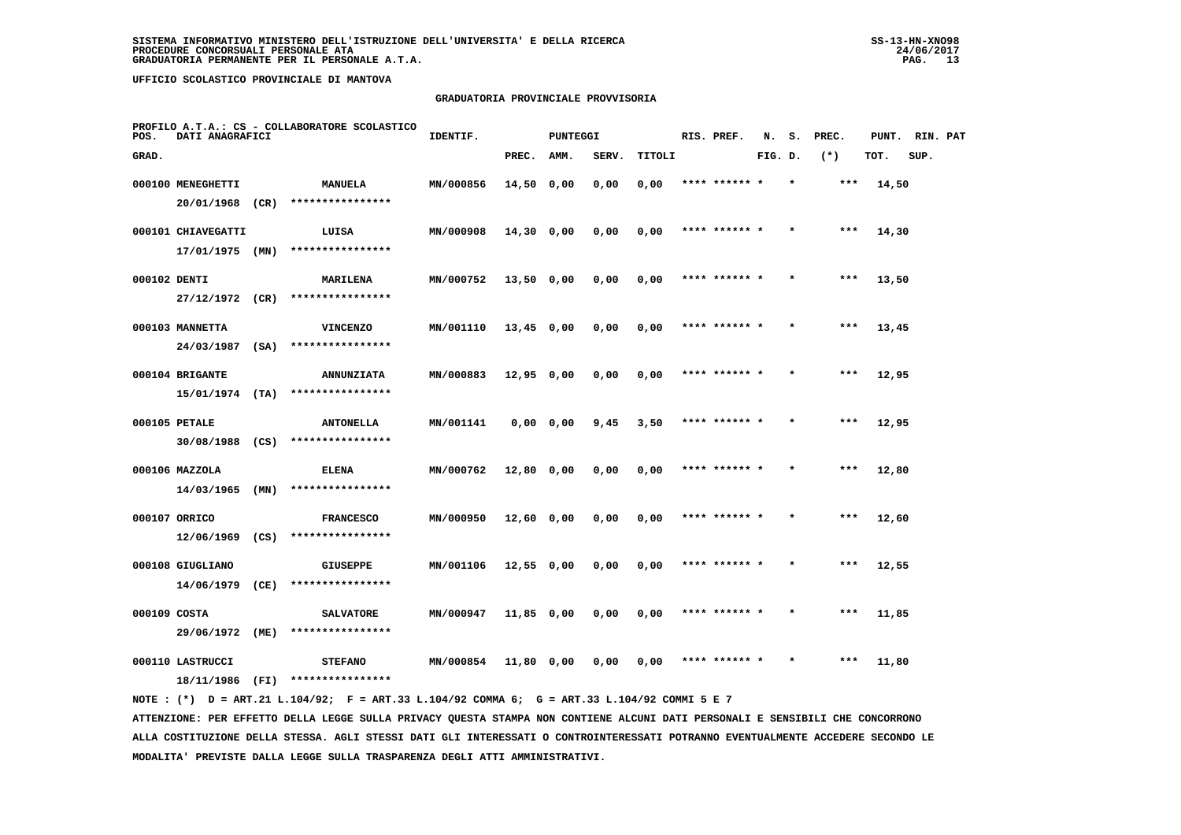SISTEMA INFORMATIVO MINISTERO DELL'ISTRUZIONE DELL'UNIVERSITA' E DELLA RICERCA
PROCEDURE CONCORSUALI PERSONALE ATA
GRADUATORIA PERMANENTE PER IL PERSONALE A.T.A.

UFFICIO SCOLASTICO PROVINCIALE DI MANTOVA

GRADUATORIA PROVINCIALE PROVVISORIA

PROFILO A.T.A.: CS - COLLABORATORE SCOLASTICO

| POS. GRAD. | DATI ANAGRAFICI | | IDENTIF. | PUNTEGGI PREC. | AMM. | SERV. | TITOLI | RIS. PREF. | N. FIG. | S. D. | PREC. (*) | PUNT. TOT. | RIN. SUP. | PAT |
|---|---|---|---|---|---|---|---|---|---|---|---|---|---|---|
| 000100 | MENEGHETTI 20/01/1968 (CR) | MANUELA **************** | MN/000856 | 14,50 | 0,00 | 0,00 | 0,00 | **** ****** | * | * | *** | 14,50 | | |
| 000101 | CHIAVEGATTI 17/01/1975 (MN) | LUISA **************** | MN/000908 | 14,30 | 0,00 | 0,00 | 0,00 | **** ****** | * | * | *** | 14,30 | | |
| 000102 | DENTI 27/12/1972 (CR) | MARILENA **************** | MN/000752 | 13,50 | 0,00 | 0,00 | 0,00 | **** ****** | * | * | *** | 13,50 | | |
| 000103 | MANNETTA 24/03/1987 (SA) | VINCENZO **************** | MN/001110 | 13,45 | 0,00 | 0,00 | 0,00 | **** ****** | * | * | *** | 13,45 | | |
| 000104 | BRIGANTE 15/01/1974 (TA) | ANNUNZIATA **************** | MN/000883 | 12,95 | 0,00 | 0,00 | 0,00 | **** ****** | * | * | *** | 12,95 | | |
| 000105 | PETALE 30/08/1988 (CS) | ANTONELLA **************** | MN/001141 | 0,00 | 0,00 | 9,45 | 3,50 | **** ****** | * | * | *** | 12,95 | | |
| 000106 | MAZZOLA 14/03/1965 (MN) | ELENA **************** | MN/000762 | 12,80 | 0,00 | 0,00 | 0,00 | **** ****** | * | * | *** | 12,80 | | |
| 000107 | ORRICO 12/06/1969 (CS) | FRANCESCO **************** | MN/000950 | 12,60 | 0,00 | 0,00 | 0,00 | **** ****** | * | * | *** | 12,60 | | |
| 000108 | GIUGLIANO 14/06/1979 (CE) | GIUSEPPE **************** | MN/001106 | 12,55 | 0,00 | 0,00 | 0,00 | **** ****** | * | * | *** | 12,55 | | |
| 000109 | COSTA 29/06/1972 (ME) | SALVATORE **************** | MN/000947 | 11,85 | 0,00 | 0,00 | 0,00 | **** ****** | * | * | *** | 11,85 | | |
| 000110 | LASTRUCCI 18/11/1986 (FI) | STEFANO **************** | MN/000854 | 11,80 | 0,00 | 0,00 | 0,00 | **** ****** | * | * | *** | 11,80 | | |

NOTE : (*) D = ART.21 L.104/92; F = ART.33 L.104/92 COMMA 6; G = ART.33 L.104/92 COMMI 5 E 7

ATTENZIONE: PER EFFETTO DELLA LEGGE SULLA PRIVACY QUESTA STAMPA NON CONTIENE ALCUNI DATI PERSONALI E SENSIBILI CHE CONCORRONO ALLA COSTITUZIONE DELLA STESSA. AGLI STESSI DATI GLI INTERESSATI O CONTROINTERESSATI POTRANNO EVENTUALMENTE ACCEDERE SECONDO LE MODALITA' PREVISTE DALLA LEGGE SULLA TRASPARENZA DEGLI ATTI AMMINISTRATIVI.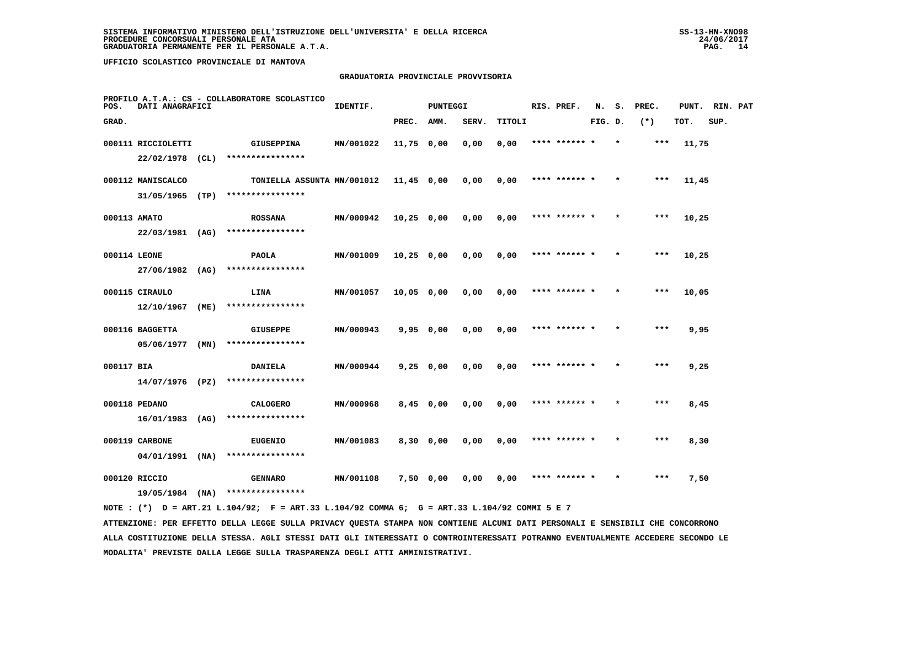**SISTEMA INFORMATIVO MINISTERO DELL'ISTRUZIONE DELL'UNIVERSITA' E DELLA RICERCA**
**PROCEDURE CONCORSUALI PERSONALE ATA**
**GRADUATORIA PERMANENTE PER IL PERSONALE A.T.A.**

SS-13-HN-XNO98
24/06/2017

**UFFICIO SCOLASTICO PROVINCIALE DI MANTOVA**

**GRADUATORIA PROVINCIALE PROVVISORIA**

PROFILO A.T.A.: CS - COLLABORATORE SCOLASTICO

| POS. GRAD. | DATI ANAGRAFICI | | IDENTIF. | PUNTEGGI PREC. | AMM. | SERV. | TITOLI | RIS. PREF. | N. FIG. | S. D. | PREC. (*) | PUNT. TOT. | RIN. SUP. | PAT |
|---|---|---|---|---|---|---|---|---|---|---|---|---|---|---|
| 000111 | RICCIOLETTI 22/02/1978 (CL) | GIUSEPPINA **************** | MN/001022 | 11,75 | 0,00 | 0,00 | 0,00 | **** ****** | * | * | *** | 11,75 | | |
| 000112 | MANISCALCO 31/05/1965 (TP) | TONIELLA ASSUNTA **************** | MN/001012 | 11,45 | 0,00 | 0,00 | 0,00 | **** ****** | * | * | *** | 11,45 | | |
| 000113 | AMATO 22/03/1981 (AG) | ROSSANA **************** | MN/000942 | 10,25 | 0,00 | 0,00 | 0,00 | **** ****** | * | * | *** | 10,25 | | |
| 000114 | LEONE 27/06/1982 (AG) | PAOLA **************** | MN/001009 | 10,25 | 0,00 | 0,00 | 0,00 | **** ****** | * | * | *** | 10,25 | | |
| 000115 | CIRAULO 12/10/1967 (ME) | LINA **************** | MN/001057 | 10,05 | 0,00 | 0,00 | 0,00 | **** ****** | * | * | *** | 10,05 | | |
| 000116 | BAGGETTA 05/06/1977 (MN) | GIUSEPPE **************** | MN/000943 | 9,95 | 0,00 | 0,00 | 0,00 | **** ****** | * | * | *** | 9,95 | | |
| 000117 | BIA 14/07/1976 (PZ) | DANIELA **************** | MN/000944 | 9,25 | 0,00 | 0,00 | 0,00 | **** ****** | * | * | *** | 9,25 | | |
| 000118 | PEDANO 16/01/1983 (AG) | CALOGERO **************** | MN/000968 | 8,45 | 0,00 | 0,00 | 0,00 | **** ****** | * | * | *** | 8,45 | | |
| 000119 | CARBONE 04/01/1991 (NA) | EUGENIO **************** | MN/001083 | 8,30 | 0,00 | 0,00 | 0,00 | **** ****** | * | * | *** | 8,30 | | |
| 000120 | RICCIO 19/05/1984 (NA) | GENNARO **************** | MN/001108 | 7,50 | 0,00 | 0,00 | 0,00 | **** ****** | * | * | *** | 7,50 | | |

NOTE : (*) D = ART.21 L.104/92; F = ART.33 L.104/92 COMMA 6; G = ART.33 L.104/92 COMMI 5 E 7

ATTENZIONE: PER EFFETTO DELLA LEGGE SULLA PRIVACY QUESTA STAMPA NON CONTIENE ALCUNI DATI PERSONALI E SENSIBILI CHE CONCORRONO ALLA COSTITUZIONE DELLA STESSA. AGLI STESSI DATI GLI INTERESSATI O CONTROINTERESSATI POTRANNO EVENTUALMENTE ACCEDERE SECONDO LE MODALITA' PREVISTE DALLA LEGGE SULLA TRASPARENZA DEGLI ATTI AMMINISTRATIVI.